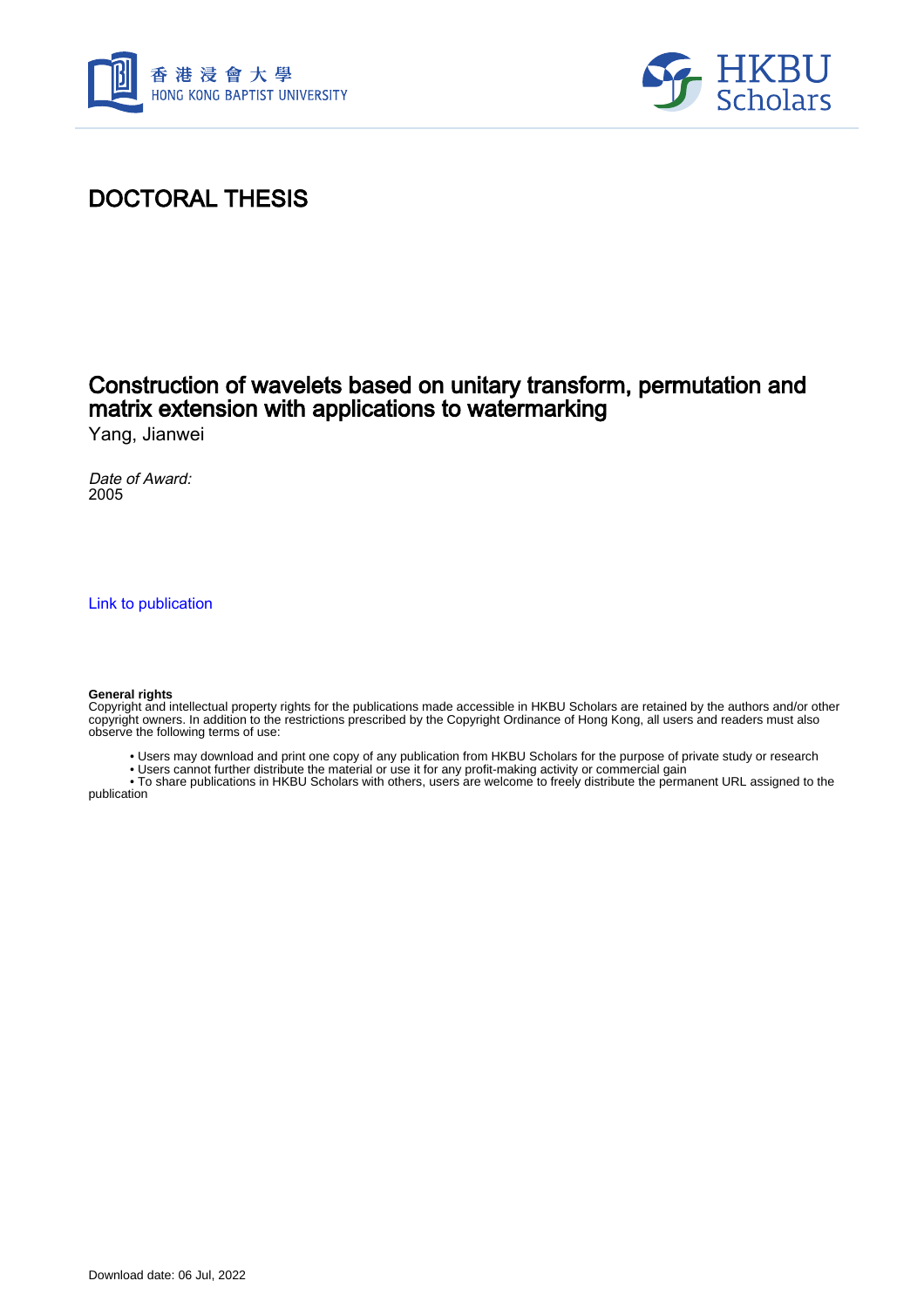# DOCTORAL THESIS

## Construction of wavelets based on unitary transform, permutation and matrix extension with applications to watermarking

Yang, Jianwei

*Date of Award:*
2005

Link to publication

**General rights**
Copyright and intellectual property rights for the publications made accessible in HKBU Scholars are retained by the authors and/or other copyright owners. In addition to the restrictions prescribed by the Copyright Ordinance of Hong Kong, all users and readers must also observe the following terms of use:

- Users may download and print one copy of any publication from HKBU Scholars for the purpose of private study or research
- Users cannot further distribute the material or use it for any profit-making activity or commercial gain
- To share publications in HKBU Scholars with others, users are welcome to freely distribute the permanent URL assigned to the publication

Download date: 06 Jul, 2022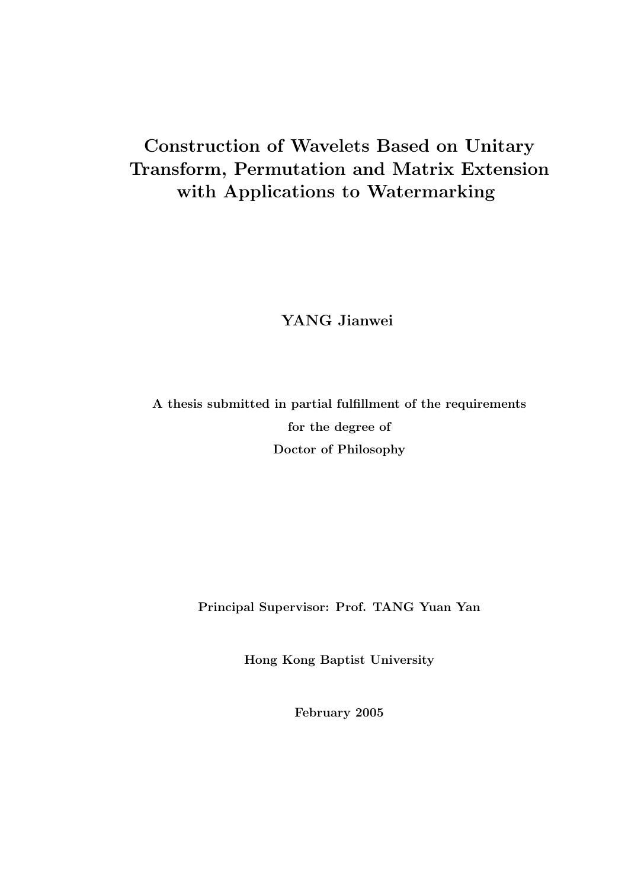# Construction of Wavelets Based on Unitary Transform, Permutation and Matrix Extension with Applications to Watermarking

**YANG Jianwei**

**A thesis submitted in partial fulfillment of the requirements for the degree of Doctor of Philosophy**

**Principal Supervisor: Prof. TANG Yuan Yan**

**Hong Kong Baptist University**

**February 2005**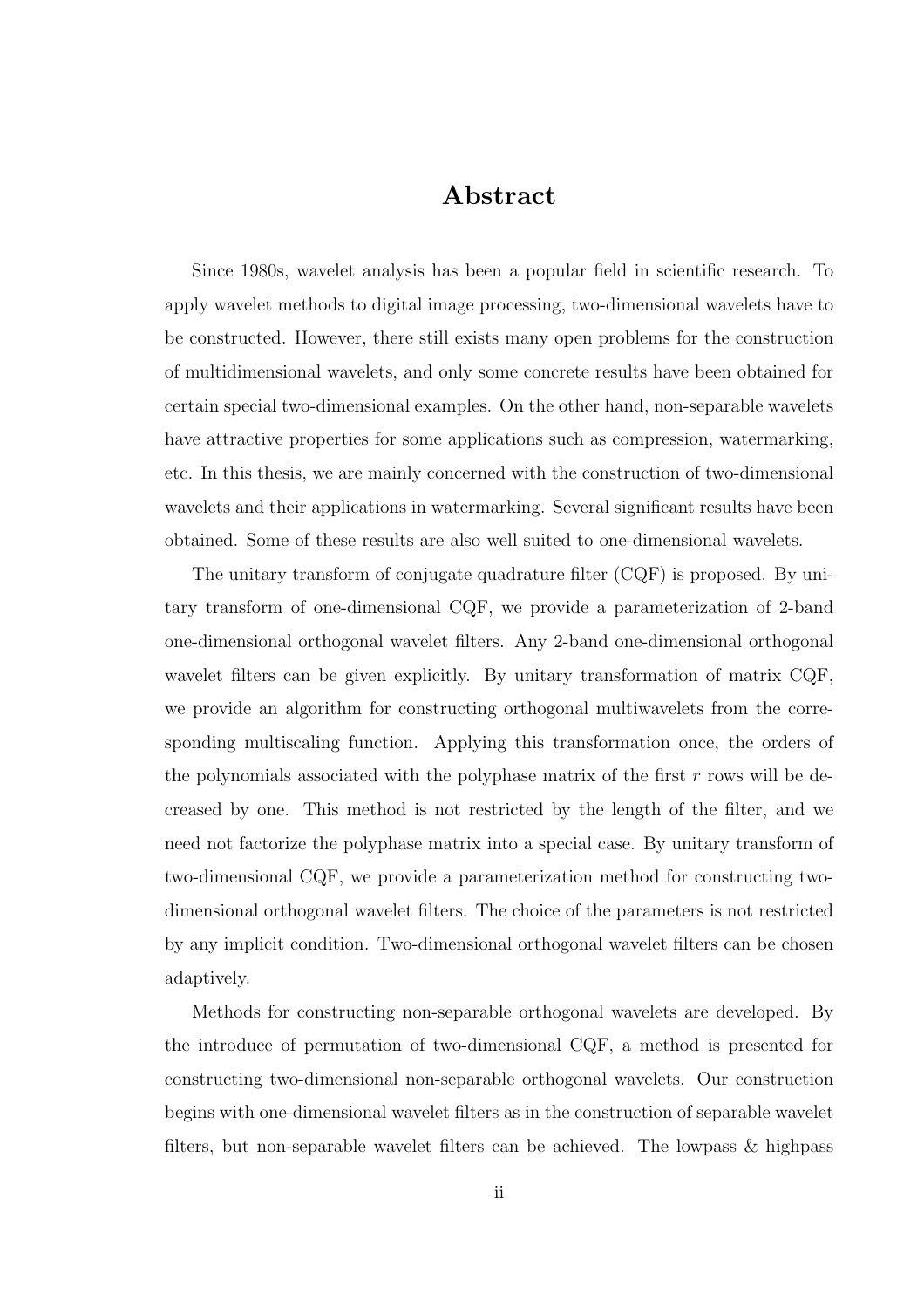# Abstract

Since 1980s, wavelet analysis has been a popular field in scientific research. To apply wavelet methods to digital image processing, two-dimensional wavelets have to be constructed. However, there still exists many open problems for the construction of multidimensional wavelets, and only some concrete results have been obtained for certain special two-dimensional examples. On the other hand, non-separable wavelets have attractive properties for some applications such as compression, watermarking, etc. In this thesis, we are mainly concerned with the construction of two-dimensional wavelets and their applications in watermarking. Several significant results have been obtained. Some of these results are also well suited to one-dimensional wavelets.

The unitary transform of conjugate quadrature filter (CQF) is proposed. By unitary transform of one-dimensional CQF, we provide a parameterization of 2-band one-dimensional orthogonal wavelet filters. Any 2-band one-dimensional orthogonal wavelet filters can be given explicitly. By unitary transformation of matrix CQF, we provide an algorithm for constructing orthogonal multiwavelets from the corresponding multiscaling function. Applying this transformation once, the orders of the polynomials associated with the polyphase matrix of the first $r$ rows will be decreased by one. This method is not restricted by the length of the filter, and we need not factorize the polyphase matrix into a special case. By unitary transform of two-dimensional CQF, we provide a parameterization method for constructing two-dimensional orthogonal wavelet filters. The choice of the parameters is not restricted by any implicit condition. Two-dimensional orthogonal wavelet filters can be chosen adaptively.

Methods for constructing non-separable orthogonal wavelets are developed. By the introduce of permutation of two-dimensional CQF, a method is presented for constructing two-dimensional non-separable orthogonal wavelets. Our construction begins with one-dimensional wavelet filters as in the construction of separable wavelet filters, but non-separable wavelet filters can be achieved. The lowpass & highpass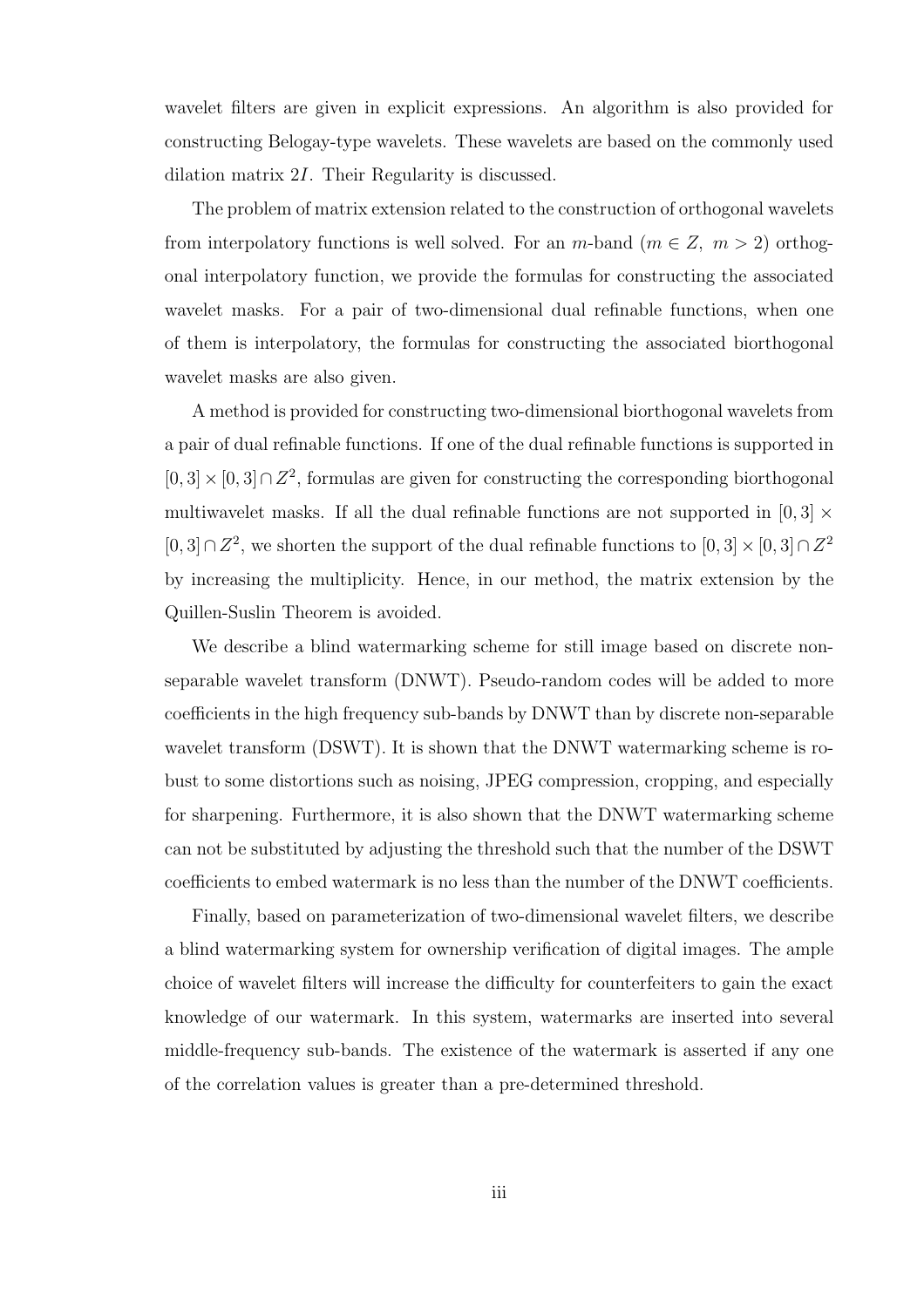wavelet filters are given in explicit expressions. An algorithm is also provided for constructing Belogay-type wavelets. These wavelets are based on the commonly used dilation matrix $2I$. Their Regularity is discussed.

The problem of matrix extension related to the construction of orthogonal wavelets from interpolatory functions is well solved. For an $m$-band ($m \in Z,\ m > 2$) orthogonal interpolatory function, we provide the formulas for constructing the associated wavelet masks. For a pair of two-dimensional dual refinable functions, when one of them is interpolatory, the formulas for constructing the associated biorthogonal wavelet masks are also given.

A method is provided for constructing two-dimensional biorthogonal wavelets from a pair of dual refinable functions. If one of the dual refinable functions is supported in $[0, 3] \times [0, 3] \cap Z^2$, formulas are given for constructing the corresponding biorthogonal multiwavelet masks. If all the dual refinable functions are not supported in $[0, 3] \times [0, 3] \cap Z^2$, we shorten the support of the dual refinable functions to $[0, 3] \times [0, 3] \cap Z^2$ by increasing the multiplicity. Hence, in our method, the matrix extension by the Quillen-Suslin Theorem is avoided.

We describe a blind watermarking scheme for still image based on discrete non-separable wavelet transform (DNWT). Pseudo-random codes will be added to more coefficients in the high frequency sub-bands by DNWT than by discrete non-separable wavelet transform (DSWT). It is shown that the DNWT watermarking scheme is robust to some distortions such as noising, JPEG compression, cropping, and especially for sharpening. Furthermore, it is also shown that the DNWT watermarking scheme can not be substituted by adjusting the threshold such that the number of the DSWT coefficients to embed watermark is no less than the number of the DNWT coefficients.

Finally, based on parameterization of two-dimensional wavelet filters, we describe a blind watermarking system for ownership verification of digital images. The ample choice of wavelet filters will increase the difficulty for counterfeiters to gain the exact knowledge of our watermark. In this system, watermarks are inserted into several middle-frequency sub-bands. The existence of the watermark is asserted if any one of the correlation values is greater than a pre-determined threshold.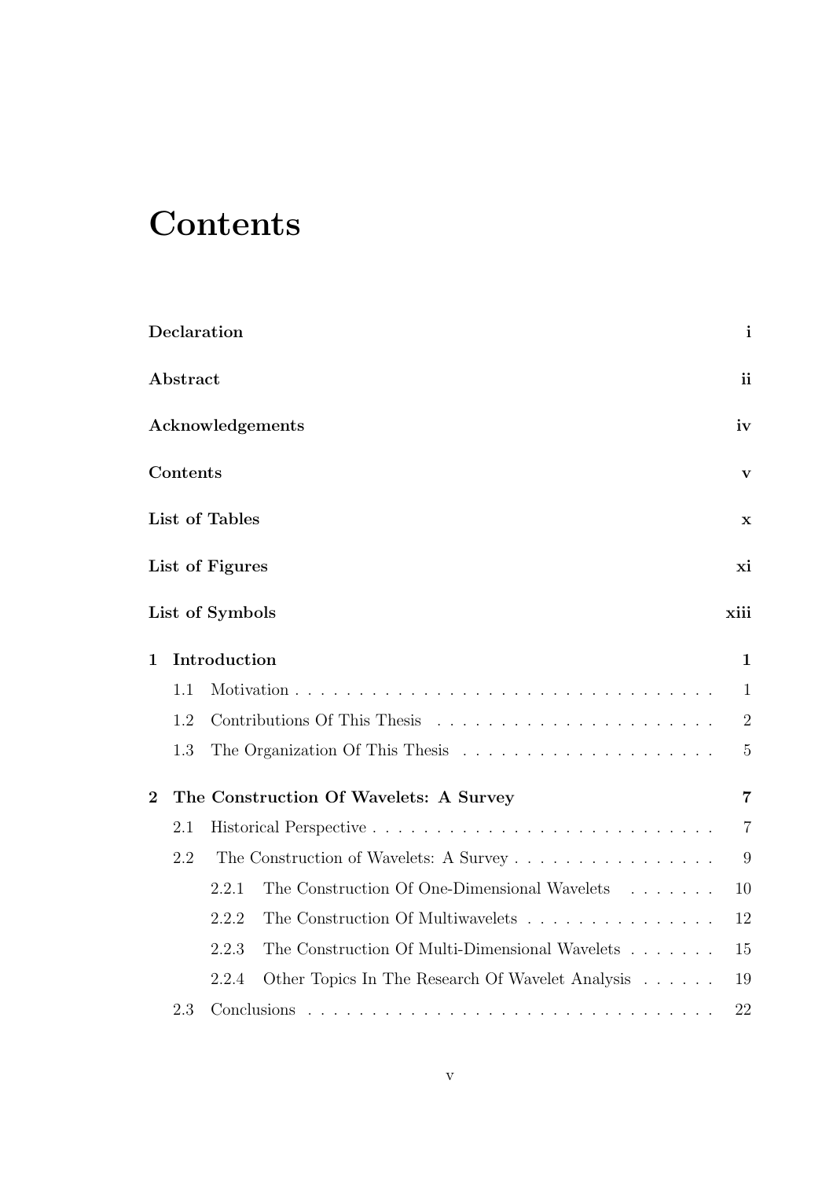# Contents

**Declaration** **i**

**Abstract** **ii**

**Acknowledgements** **iv**

**Contents** **v**

**List of Tables** **x**

**List of Figures** **xi**

**List of Symbols** **xiii**

**1 Introduction** **1**

- 1.1 Motivation . . . . . . . . . . . . . . . . . . . . . . . . . . . . . . . . 1
- 1.2 Contributions Of This Thesis . . . . . . . . . . . . . . . . . . . . . . 2
- 1.3 The Organization Of This Thesis . . . . . . . . . . . . . . . . . . . . 5

**2 The Construction Of Wavelets: A Survey** **7**

- 2.1 Historical Perspective . . . . . . . . . . . . . . . . . . . . . . . . . . 7
- 2.2 The Construction of Wavelets: A Survey . . . . . . . . . . . . . . . . 9
  - 2.2.1 The Construction Of One-Dimensional Wavelets . . . . . . . 10
  - 2.2.2 The Construction Of Multiwavelets . . . . . . . . . . . . . . . 12
  - 2.2.3 The Construction Of Multi-Dimensional Wavelets . . . . . . . 15
  - 2.2.4 Other Topics In The Research Of Wavelet Analysis . . . . . . 19
- 2.3 Conclusions . . . . . . . . . . . . . . . . . . . . . . . . . . . . . . . . 22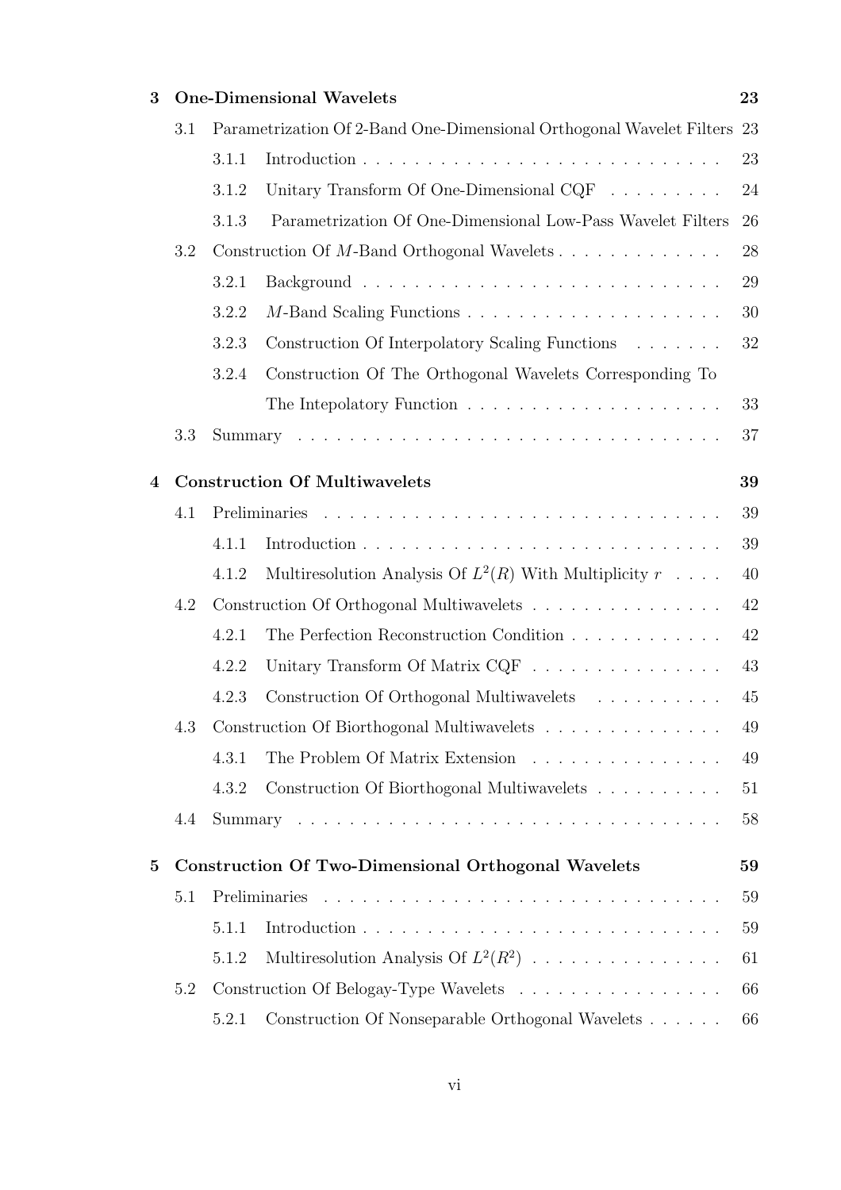**3 One-Dimensional Wavelets** **23**

- 3.1 Parametrization Of 2-Band One-Dimensional Orthogonal Wavelet Filters 23
  - 3.1.1 Introduction . . . . . . . . . . . . . . . . . . . . . . . . . . . 23
  - 3.1.2 Unitary Transform Of One-Dimensional CQF . . . . . . . . . 24
  - 3.1.3 Parametrization Of One-Dimensional Low-Pass Wavelet Filters 26
- 3.2 Construction Of $M$-Band Orthogonal Wavelets . . . . . . . . . . . . . 28
  - 3.2.1 Background . . . . . . . . . . . . . . . . . . . . . . . . . . . 29
  - 3.2.2 $M$-Band Scaling Functions . . . . . . . . . . . . . . . . . . . 30
  - 3.2.3 Construction Of Interpolatory Scaling Functions . . . . . . . 32
  - 3.2.4 Construction Of The Orthogonal Wavelets Corresponding To The Intepolatory Function . . . . . . . . . . . . . . . . . . . 33
- 3.3 Summary . . . . . . . . . . . . . . . . . . . . . . . . . . . . . . . 37

**4 Construction Of Multiwavelets** **39**

- 4.1 Preliminaries . . . . . . . . . . . . . . . . . . . . . . . . . . . . . 39
  - 4.1.1 Introduction . . . . . . . . . . . . . . . . . . . . . . . . . . . 39
  - 4.1.2 Multiresolution Analysis Of $L^2(R)$ With Multiplicity $r$ . . . . 40
- 4.2 Construction Of Orthogonal Multiwavelets . . . . . . . . . . . . . . . 42
  - 4.2.1 The Perfection Reconstruction Condition . . . . . . . . . . . . 42
  - 4.2.2 Unitary Transform Of Matrix CQF . . . . . . . . . . . . . . . 43
  - 4.2.3 Construction Of Orthogonal Multiwavelets . . . . . . . . . . . 45
- 4.3 Construction Of Biorthogonal Multiwavelets . . . . . . . . . . . . . . 49
  - 4.3.1 The Problem Of Matrix Extension . . . . . . . . . . . . . . . 49
  - 4.3.2 Construction Of Biorthogonal Multiwavelets . . . . . . . . . . 51
- 4.4 Summary . . . . . . . . . . . . . . . . . . . . . . . . . . . . . . . 58

**5 Construction Of Two-Dimensional Orthogonal Wavelets** **59**

- 5.1 Preliminaries . . . . . . . . . . . . . . . . . . . . . . . . . . . . . 59
  - 5.1.1 Introduction . . . . . . . . . . . . . . . . . . . . . . . . . . . 59
  - 5.1.2 Multiresolution Analysis Of $L^2(R^2)$ . . . . . . . . . . . . . . . 61
- 5.2 Construction Of Belogay-Type Wavelets . . . . . . . . . . . . . . . . 66
  - 5.2.1 Construction Of Nonseparable Orthogonal Wavelets . . . . . . 66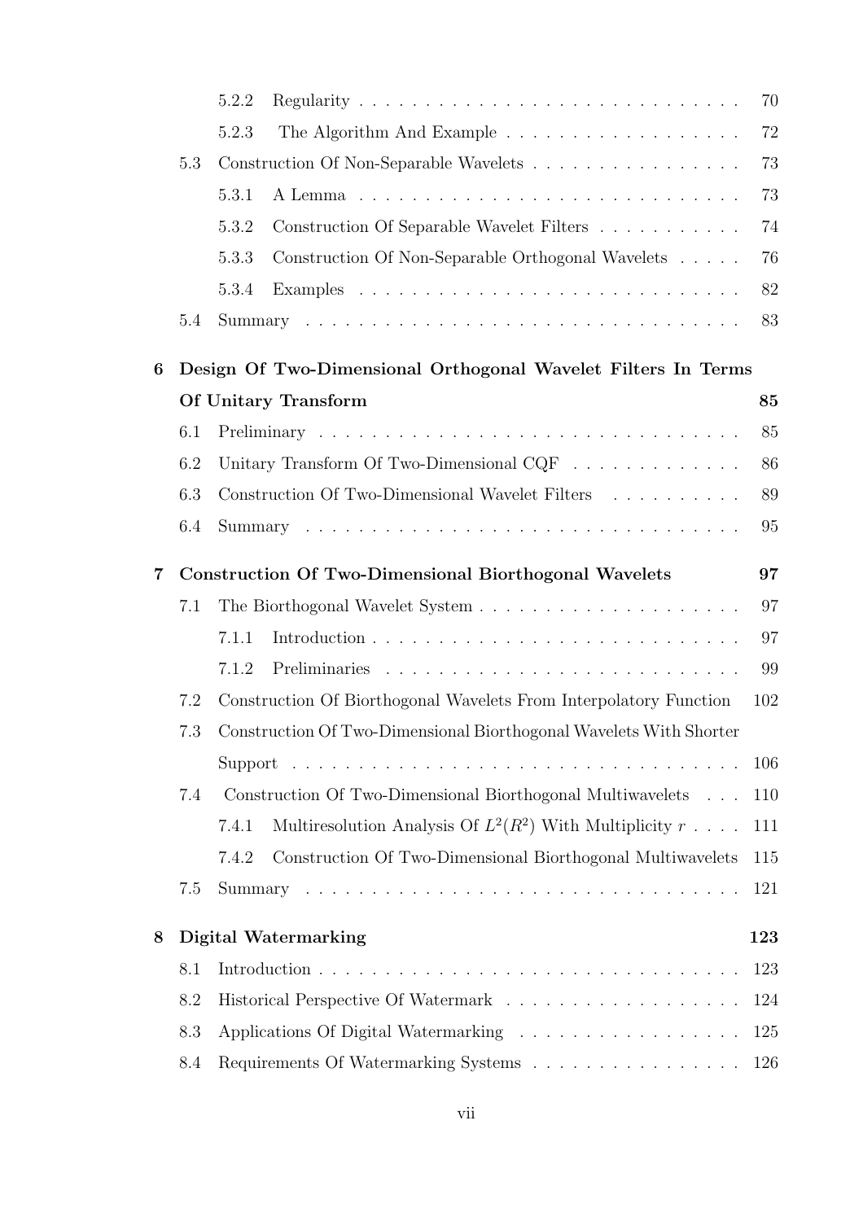- 5.2.2 Regularity . . . . . . . . . . . . . . . . . . . . . . . . . . . . . 70
- 5.2.3 The Algorithm And Example . . . . . . . . . . . . . . . . . . . 72
- 5.3 Construction Of Non-Separable Wavelets . . . . . . . . . . . . . . . . 73
  - 5.3.1 A Lemma . . . . . . . . . . . . . . . . . . . . . . . . . . . . . 73
  - 5.3.2 Construction Of Separable Wavelet Filters . . . . . . . . . . . 74
  - 5.3.3 Construction Of Non-Separable Orthogonal Wavelets . . . . . 76
  - 5.3.4 Examples . . . . . . . . . . . . . . . . . . . . . . . . . . . . . 82
- 5.4 Summary . . . . . . . . . . . . . . . . . . . . . . . . . . . . . . . . . 83

**6 Design Of Two-Dimensional Orthogonal Wavelet Filters In Terms Of Unitary Transform 85**

- 6.1 Preliminary . . . . . . . . . . . . . . . . . . . . . . . . . . . . . . . . 85
- 6.2 Unitary Transform Of Two-Dimensional CQF . . . . . . . . . . . . . 86
- 6.3 Construction Of Two-Dimensional Wavelet Filters . . . . . . . . . . 89
- 6.4 Summary . . . . . . . . . . . . . . . . . . . . . . . . . . . . . . . . . 95

**7 Construction Of Two-Dimensional Biorthogonal Wavelets 97**

- 7.1 The Biorthogonal Wavelet System . . . . . . . . . . . . . . . . . . . 97
  - 7.1.1 Introduction . . . . . . . . . . . . . . . . . . . . . . . . . . . . 97
  - 7.1.2 Preliminaries . . . . . . . . . . . . . . . . . . . . . . . . . . . 99
- 7.2 Construction Of Biorthogonal Wavelets From Interpolatory Function 102
- 7.3 Construction Of Two-Dimensional Biorthogonal Wavelets With Shorter Support . . . . . . . . . . . . . . . . . . . . . . . . . . . . . . . . . 106
- 7.4 Construction Of Two-Dimensional Biorthogonal Multiwavelets . . . 110
  - 7.4.1 Multiresolution Analysis Of $L^2(R^2)$ With Multiplicity $r$ . . . . 111
  - 7.4.2 Construction Of Two-Dimensional Biorthogonal Multiwavelets 115
- 7.5 Summary . . . . . . . . . . . . . . . . . . . . . . . . . . . . . . . . . 121

**8 Digital Watermarking 123**

- 8.1 Introduction . . . . . . . . . . . . . . . . . . . . . . . . . . . . . . . . 123
- 8.2 Historical Perspective Of Watermark . . . . . . . . . . . . . . . . . . 124
- 8.3 Applications Of Digital Watermarking . . . . . . . . . . . . . . . . . 125
- 8.4 Requirements Of Watermarking Systems . . . . . . . . . . . . . . . . 126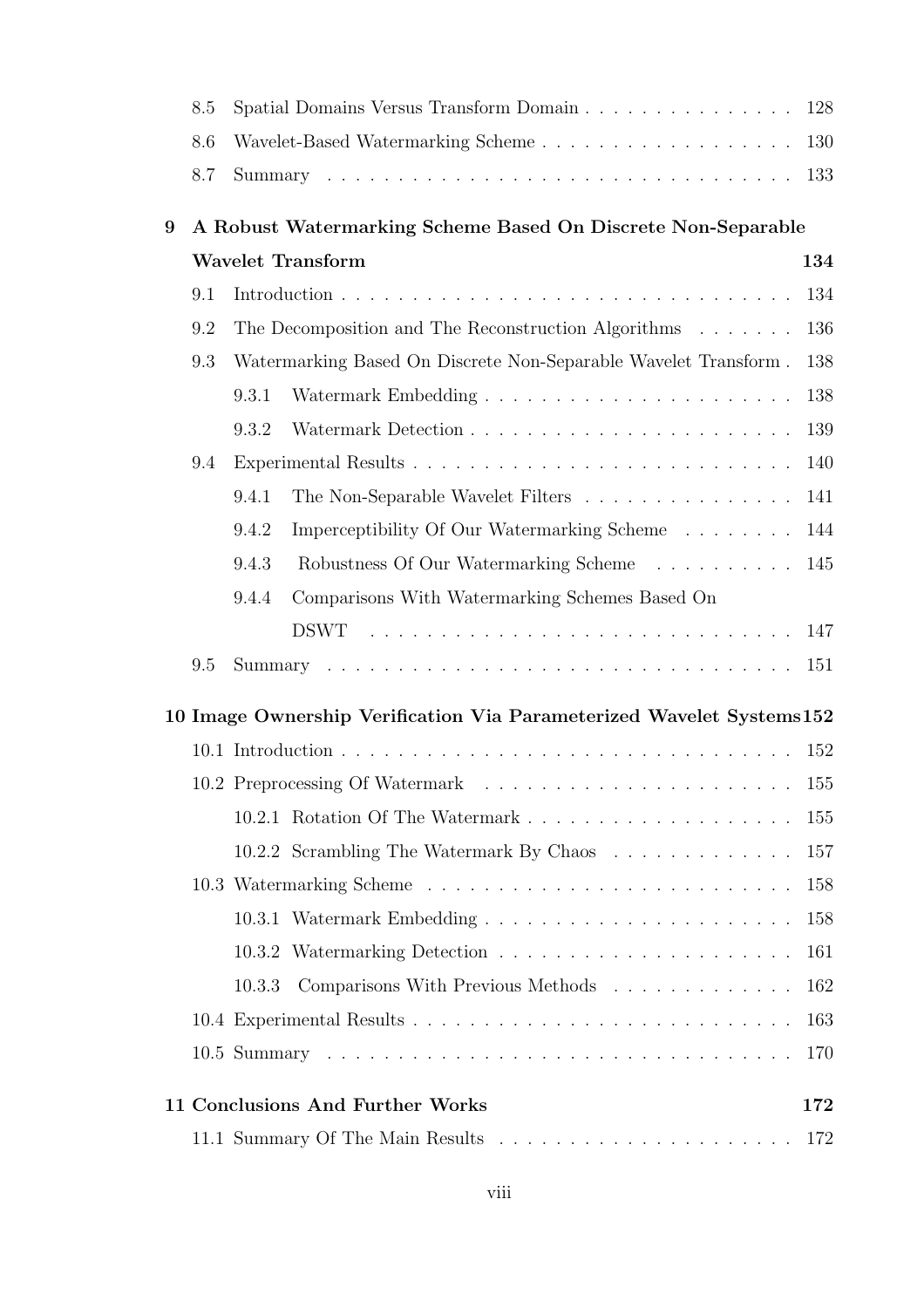8.5 Spatial Domains Versus Transform Domain . . . . . . . . . . . . . . . 128

8.6 Wavelet-Based Watermarking Scheme . . . . . . . . . . . . . . . . . . 130

8.7 Summary . . . . . . . . . . . . . . . . . . . . . . . . . . . . . . . . . 133

**9 A Robust Watermarking Scheme Based On Discrete Non-Separable Wavelet Transform 134**

9.1 Introduction . . . . . . . . . . . . . . . . . . . . . . . . . . . . . . . . 134

9.2 The Decomposition and The Reconstruction Algorithms . . . . . . . 136

9.3 Watermarking Based On Discrete Non-Separable Wavelet Transform . 138

9.3.1 Watermark Embedding . . . . . . . . . . . . . . . . . . . . . . 138

9.3.2 Watermark Detection . . . . . . . . . . . . . . . . . . . . . . . 139

9.4 Experimental Results . . . . . . . . . . . . . . . . . . . . . . . . . . . 140

9.4.1 The Non-Separable Wavelet Filters . . . . . . . . . . . . . . . 141

9.4.2 Imperceptibility Of Our Watermarking Scheme . . . . . . . . 144

9.4.3 Robustness Of Our Watermarking Scheme . . . . . . . . . . 145

9.4.4 Comparisons With Watermarking Schemes Based On DSWT . . . . . . . . . . . . . . . . . . . . . . . . . . . . . 147

9.5 Summary . . . . . . . . . . . . . . . . . . . . . . . . . . . . . . . . . 151

**10 Image Ownership Verification Via Parameterized Wavelet Systems 152**

10.1 Introduction . . . . . . . . . . . . . . . . . . . . . . . . . . . . . . . . 152

10.2 Preprocessing Of Watermark . . . . . . . . . . . . . . . . . . . . . . 155

10.2.1 Rotation Of The Watermark . . . . . . . . . . . . . . . . . . . 155

10.2.2 Scrambling The Watermark By Chaos . . . . . . . . . . . . . 157

10.3 Watermarking Scheme . . . . . . . . . . . . . . . . . . . . . . . . . 158

10.3.1 Watermark Embedding . . . . . . . . . . . . . . . . . . . . . . 158

10.3.2 Watermarking Detection . . . . . . . . . . . . . . . . . . . . . 161

10.3.3 Comparisons With Previous Methods . . . . . . . . . . . . . 162

10.4 Experimental Results . . . . . . . . . . . . . . . . . . . . . . . . . . . 163

10.5 Summary . . . . . . . . . . . . . . . . . . . . . . . . . . . . . . . . . 170

**11 Conclusions And Further Works 172**

11.1 Summary Of The Main Results . . . . . . . . . . . . . . . . . . . . . 172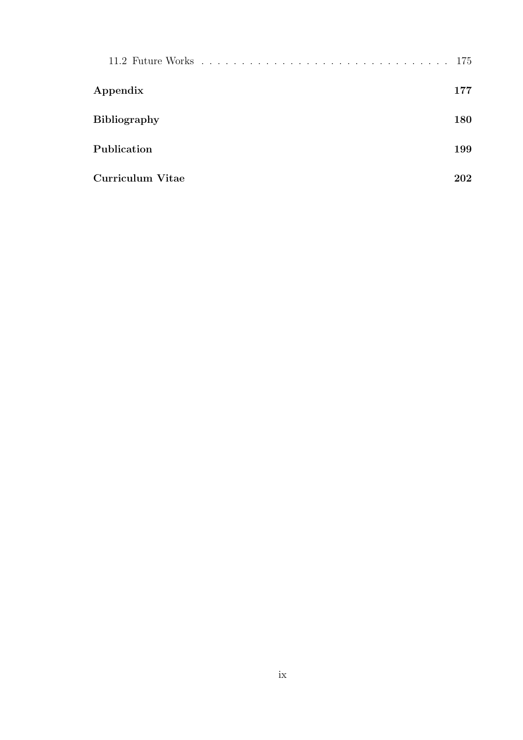11.2 Future Works . . . . . . . . . . . . . . . . . . . . . . . . . . . . . . 175

**Appendix** **177**

**Bibliography** **180**

**Publication** **199**

**Curriculum Vitae** **202**